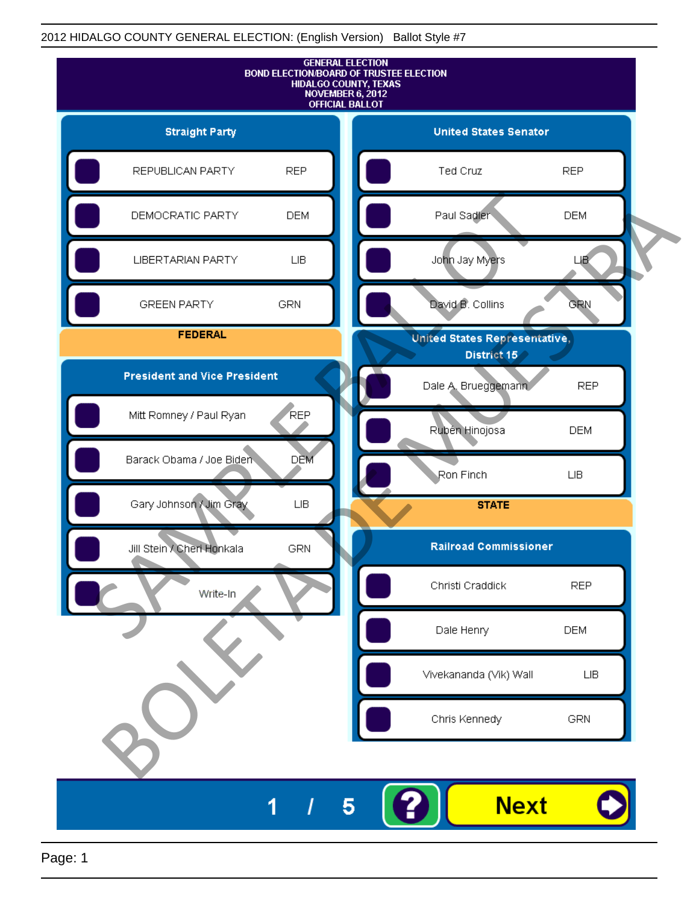2012 HIDALGO COUNTY GENERAL ELECTION: (English Version) Ballot Style #7

GENERAL ELECTION
BOND ELECTION/BOARD OF TRUSTEE ELECTION
HIDALGO COUNTY, TEXAS
NOVEMBER 6, 2012
OFFICIAL BALLOT

### Straight Party

| Candidate | Party |
|---|---|
| REPUBLICAN PARTY | REP |
| DEMOCRATIC PARTY | DEM |
| LIBERTARIAN PARTY | LIB |
| GREEN PARTY | GRN |

## FEDERAL

### President and Vice President

| Candidate | Party |
|---|---|
| Mitt Romney / Paul Ryan | REP |
| Barack Obama / Joe Biden | DEM |
| Gary Johnson / Jim Gray | LIB |
| Jill Stein / Cheri Honkala | GRN |
| Write-In | |

### United States Senator

| Candidate | Party |
|---|---|
| Ted Cruz | REP |
| Paul Sadler | DEM |
| John Jay Myers | LIB |
| David B. Collins | GRN |

### United States Representative, District 15

| Candidate | Party |
|---|---|
| Dale A. Brueggemann | REP |
| Rubén Hinojosa | DEM |
| Ron Finch | LIB |

## STATE

### Railroad Commissioner

| Candidate | Party |
|---|---|
| Christi Craddick | REP |
| Dale Henry | DEM |
| Vivekananda (Vik) Wall | LIB |
| Chris Kennedy | GRN |

SAMPLE BALLOT
BOLETA DE MUESTRA

1 / 5

Next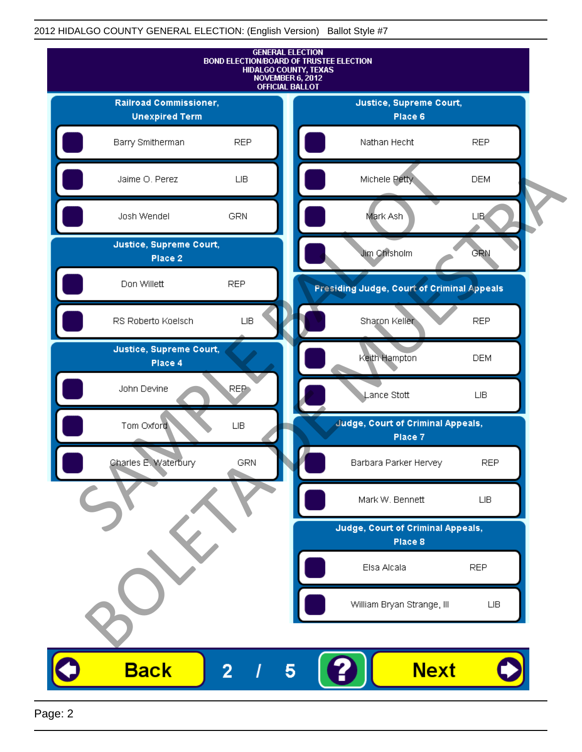2012 HIDALGO COUNTY GENERAL ELECTION: (English Version) Ballot Style #7

**GENERAL ELECTION**
**BOND ELECTION/BOARD OF TRUSTEE ELECTION**
**HIDALGO COUNTY, TEXAS**
**NOVEMBER 6, 2012**
**OFFICIAL BALLOT**

### Railroad Commissioner, Unexpired Term

| Candidate | Party |
|---|---|
| Barry Smitherman | REP |
| Jaime O. Perez | LIB |
| Josh Wendel | GRN |

### Justice, Supreme Court, Place 2

| Candidate | Party |
|---|---|
| Don Willett | REP |
| RS Roberto Koelsch | LIB |

### Justice, Supreme Court, Place 4

| Candidate | Party |
|---|---|
| John Devine | REP |
| Tom Oxford | LIB |
| Charles E. Waterbury | GRN |

### Justice, Supreme Court, Place 6

| Candidate | Party |
|---|---|
| Nathan Hecht | REP |
| Michele Petty | DEM |
| Mark Ash | LIB |
| Jim Chisholm | GRN |

### Presiding Judge, Court of Criminal Appeals

| Candidate | Party |
|---|---|
| Sharon Keller | REP |
| Keith Hampton | DEM |
| Lance Stott | LIB |

### Judge, Court of Criminal Appeals, Place 7

| Candidate | Party |
|---|---|
| Barbara Parker Hervey | REP |
| Mark W. Bennett | LIB |

### Judge, Court of Criminal Appeals, Place 8

| Candidate | Party |
|---|---|
| Elsa Alcala | REP |
| William Bryan Strange, III | LIB |

SAMPLE BALLOT
BOLETA DE MUESTRA

Back 2 / 5 ? Next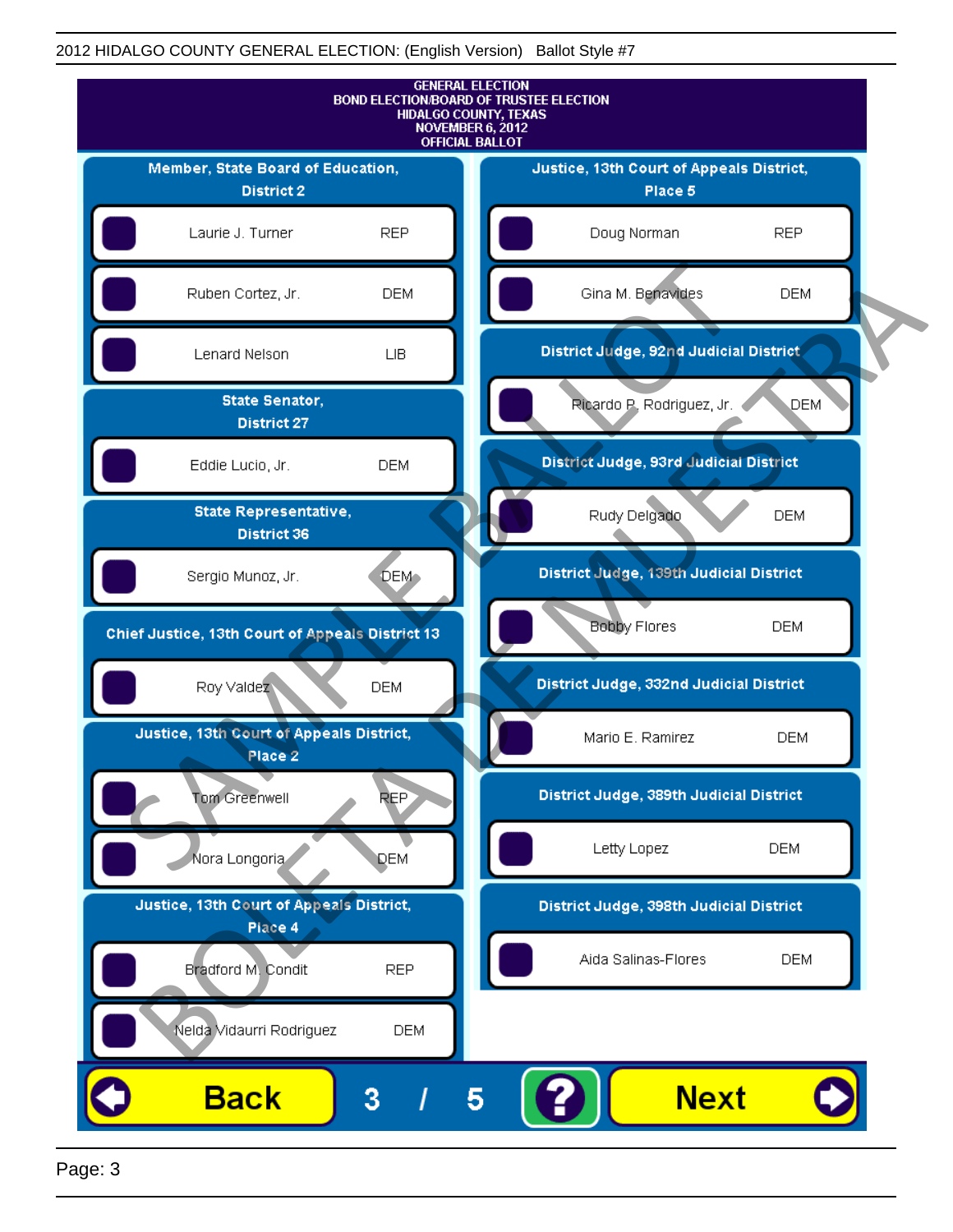2012 HIDALGO COUNTY GENERAL ELECTION: (English Version)   Ballot Style #7

**GENERAL ELECTION**
**BOND ELECTION/BOARD OF TRUSTEE ELECTION**
**HIDALGO COUNTY, TEXAS**
**NOVEMBER 6, 2012**
**OFFICIAL BALLOT**

### Member, State Board of Education, District 2

| Candidate | Party |
|---|---|
| Laurie J. Turner | REP |
| Ruben Cortez, Jr. | DEM |
| Lenard Nelson | LIB |

### State Senator, District 27

| Candidate | Party |
|---|---|
| Eddie Lucio, Jr. | DEM |

### State Representative, District 36

| Candidate | Party |
|---|---|
| Sergio Munoz, Jr. | DEM |

### Chief Justice, 13th Court of Appeals District 13

| Candidate | Party |
|---|---|
| Roy Valdez | DEM |

### Justice, 13th Court of Appeals District, Place 2

| Candidate | Party |
|---|---|
| Tom Greenwell | REP |
| Nora Longoria | DEM |

### Justice, 13th Court of Appeals District, Place 4

| Candidate | Party |
|---|---|
| Bradford M. Condit | REP |
| Nelda Vidaurri Rodriguez | DEM |

### Justice, 13th Court of Appeals District, Place 5

| Candidate | Party |
|---|---|
| Doug Norman | REP |
| Gina M. Benavides | DEM |

### District Judge, 92nd Judicial District

| Candidate | Party |
|---|---|
| Ricardo P. Rodriguez, Jr. | DEM |

### District Judge, 93rd Judicial District

| Candidate | Party |
|---|---|
| Rudy Delgado | DEM |

### District Judge, 139th Judicial District

| Candidate | Party |
|---|---|
| Bobby Flores | DEM |

### District Judge, 332nd Judicial District

| Candidate | Party |
|---|---|
| Mario E. Ramirez | DEM |

### District Judge, 389th Judicial District

| Candidate | Party |
|---|---|
| Letty Lopez | DEM |

### District Judge, 398th Judicial District

| Candidate | Party |
|---|---|
| Aida Salinas-Flores | DEM |

SAMPLE BALLOT
BOLETA DE MUESTRA

Back   3 / 5   ?   Next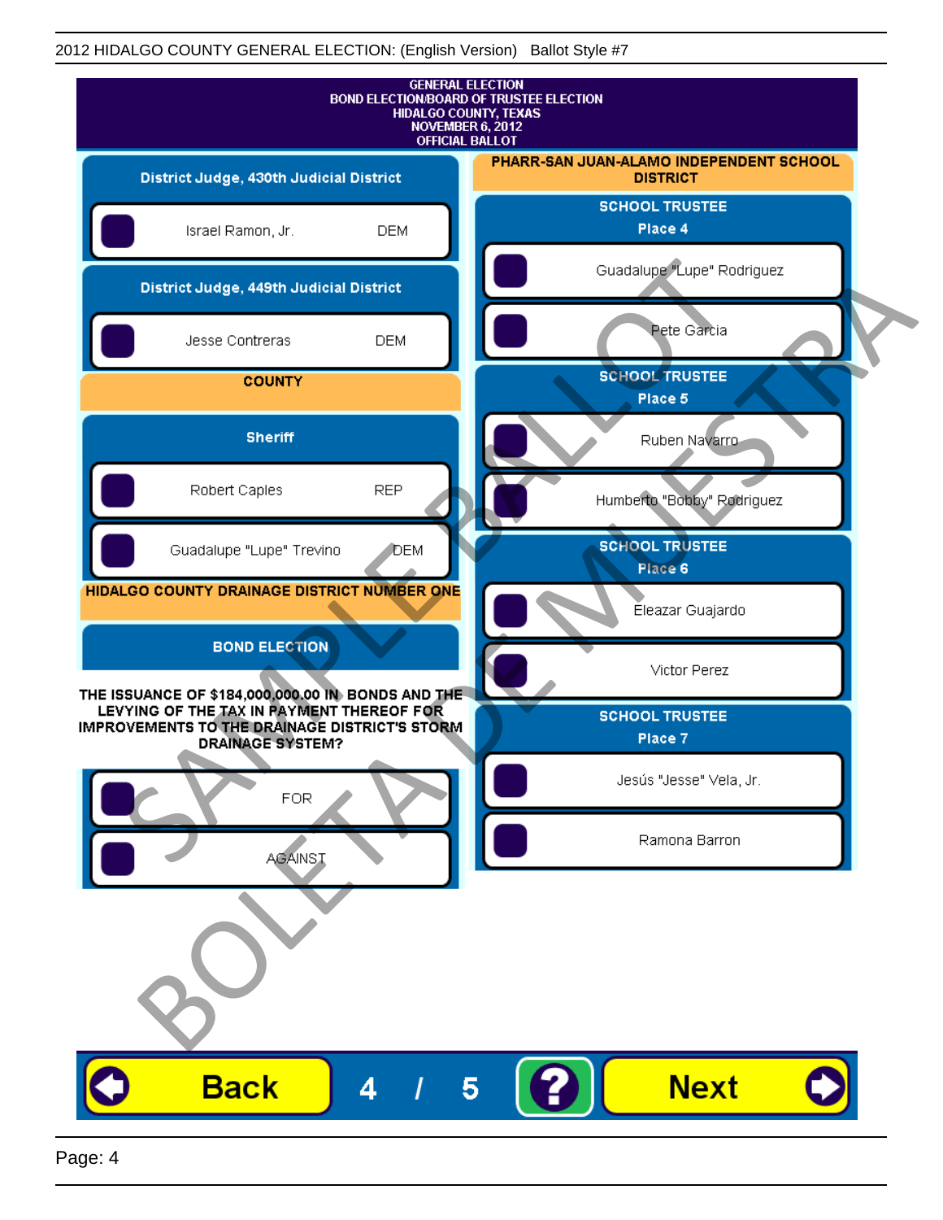2012 HIDALGO COUNTY GENERAL ELECTION: (English Version) Ballot Style #7

GENERAL ELECTION
BOND ELECTION/BOARD OF TRUSTEE ELECTION
HIDALGO COUNTY, TEXAS
NOVEMBER 6, 2012
OFFICIAL BALLOT

## District Judge, 430th Judicial District

- Israel Ramon, Jr. DEM

## District Judge, 449th Judicial District

- Jesse Contreras DEM

## COUNTY

### Sheriff

- Robert Caples REP
- Guadalupe "Lupe" Trevino DEM

## HIDALGO COUNTY DRAINAGE DISTRICT NUMBER ONE

### BOND ELECTION

THE ISSUANCE OF $184,000,000.00 IN BONDS AND THE LEVYING OF THE TAX IN PAYMENT THEREOF FOR IMPROVEMENTS TO THE DRAINAGE DISTRICT'S STORM DRAINAGE SYSTEM?

- FOR
- AGAINST

## PHARR-SAN JUAN-ALAMO INDEPENDENT SCHOOL DISTRICT

### SCHOOL TRUSTEE Place 4

- Guadalupe "Lupe" Rodriguez
- Pete Garcia

### SCHOOL TRUSTEE Place 5

- Ruben Navarro
- Humberto "Bobby" Rodriguez

### SCHOOL TRUSTEE Place 6

- Eleazar Guajardo
- Victor Perez

### SCHOOL TRUSTEE Place 7

- Jesús "Jesse" Vela, Jr.
- Ramona Barron

SAMPLE BALLOT BOLETA DE MUESTRA

Back 4 / 5 ? Next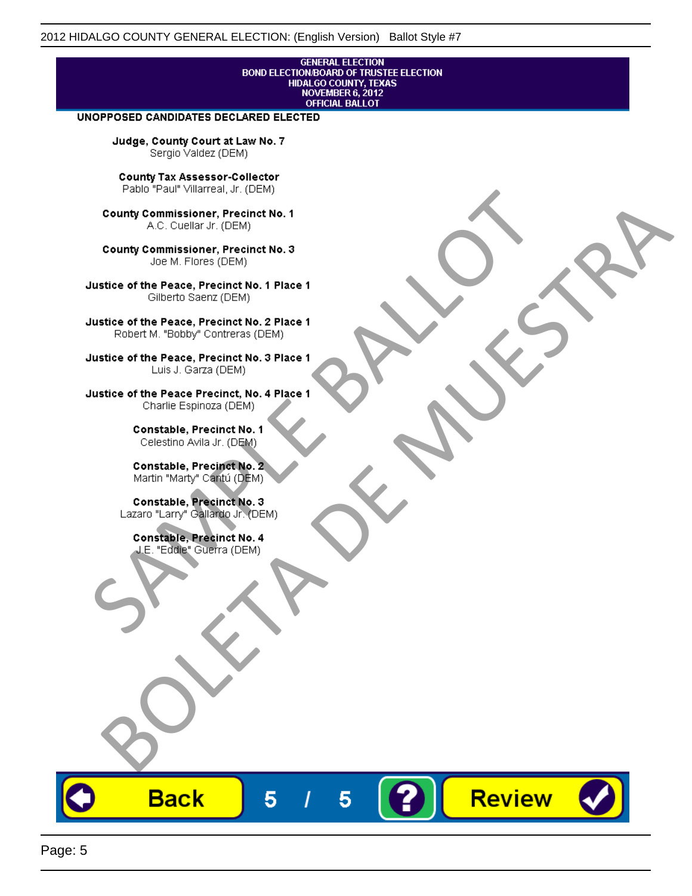GENERAL ELECTION
BOND ELECTION/BOARD OF TRUSTEE ELECTION
HIDALGO COUNTY, TEXAS
NOVEMBER 6, 2012
OFFICIAL BALLOT

**UNOPPOSED CANDIDATES DECLARED ELECTED**

**Judge, County Court at Law No. 7**
Sergio Valdez (DEM)

**County Tax Assessor-Collector**
Pablo "Paul" Villarreal, Jr. (DEM)

**County Commissioner, Precinct No. 1**
A.C. Cuellar Jr. (DEM)

**County Commissioner, Precinct No. 3**
Joe M. Flores (DEM)

**Justice of the Peace, Precinct No. 1 Place 1**
Gilberto Saenz (DEM)

**Justice of the Peace, Precinct No. 2 Place 1**
Robert M. "Bobby" Contreras (DEM)

**Justice of the Peace, Precinct No. 3 Place 1**
Luis J. Garza (DEM)

**Justice of the Peace Precinct, No. 4 Place 1**
Charlie Espinoza (DEM)

**Constable, Precinct No. 1**
Celestino Avila Jr. (DEM)

**Constable, Precinct No. 2**
Martin "Marty" Cantú (DEM)

**Constable, Precinct No. 3**
Lazaro "Larry" Gallardo Jr. (DEM)

**Constable, Precinct No. 4**
J.E. "Eddie" Guerra (DEM)

SAMPLE BALLOT
BOLETA DE MUESTRA

Back 5 / 5 ? Review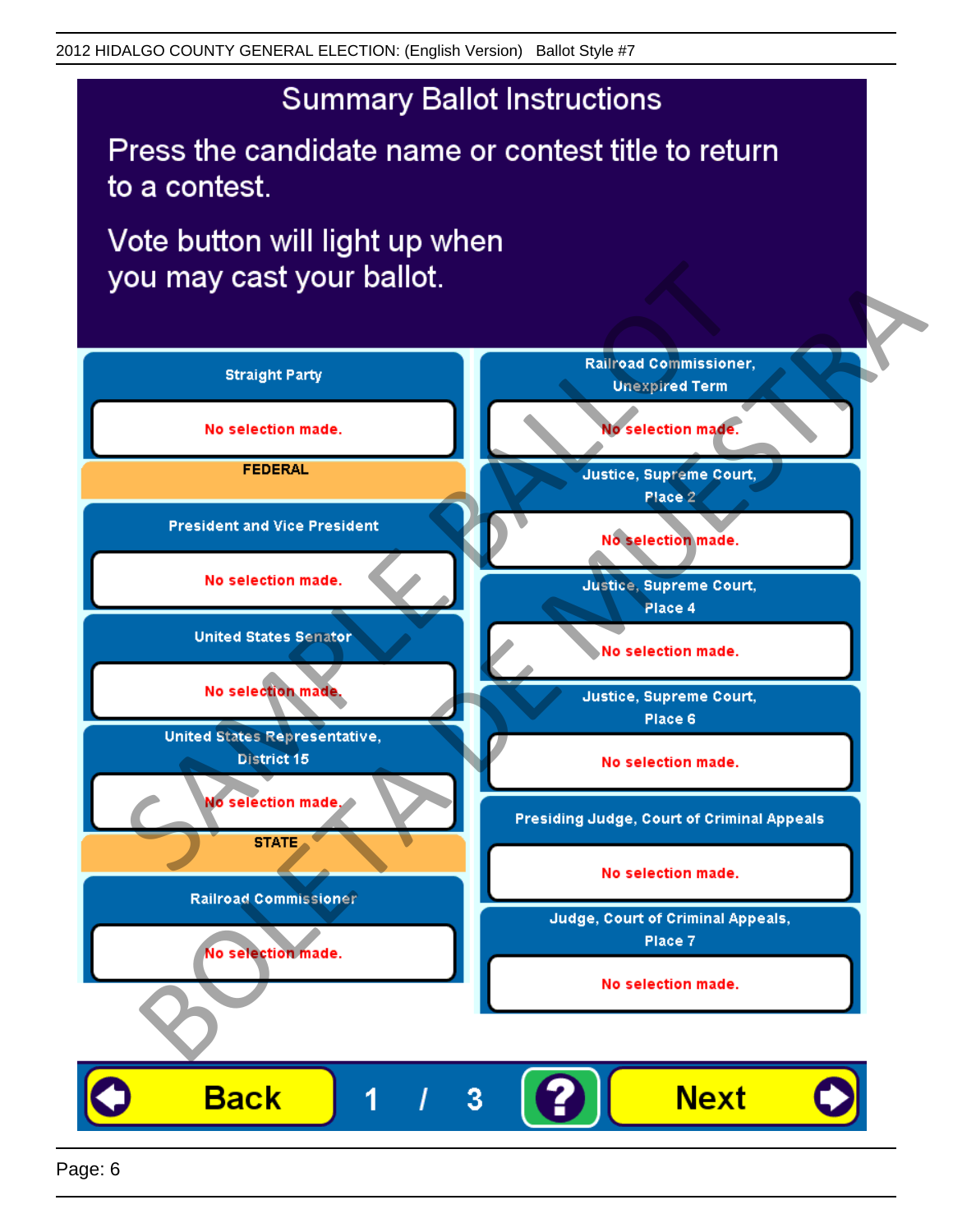# Summary Ballot Instructions

Press the candidate name or contest title to return to a contest.

Vote button will light up when you may cast your ballot.

**Straight Party**

No selection made.

**FEDERAL**

**President and Vice President**

No selection made.

**United States Senator**

No selection made.

**United States Representative, District 15**

No selection made.

**STATE**

**Railroad Commissioner**

No selection made.

**Railroad Commissioner, Unexpired Term**

No selection made.

**Justice, Supreme Court, Place 2**

No selection made.

**Justice, Supreme Court, Place 4**

No selection made.

**Justice, Supreme Court, Place 6**

No selection made.

**Presiding Judge, Court of Criminal Appeals**

No selection made.

**Judge, Court of Criminal Appeals, Place 7**

No selection made.

Back 1 / 3 ? Next

SAMPLE BALLOT BOLETA DE MUESTRA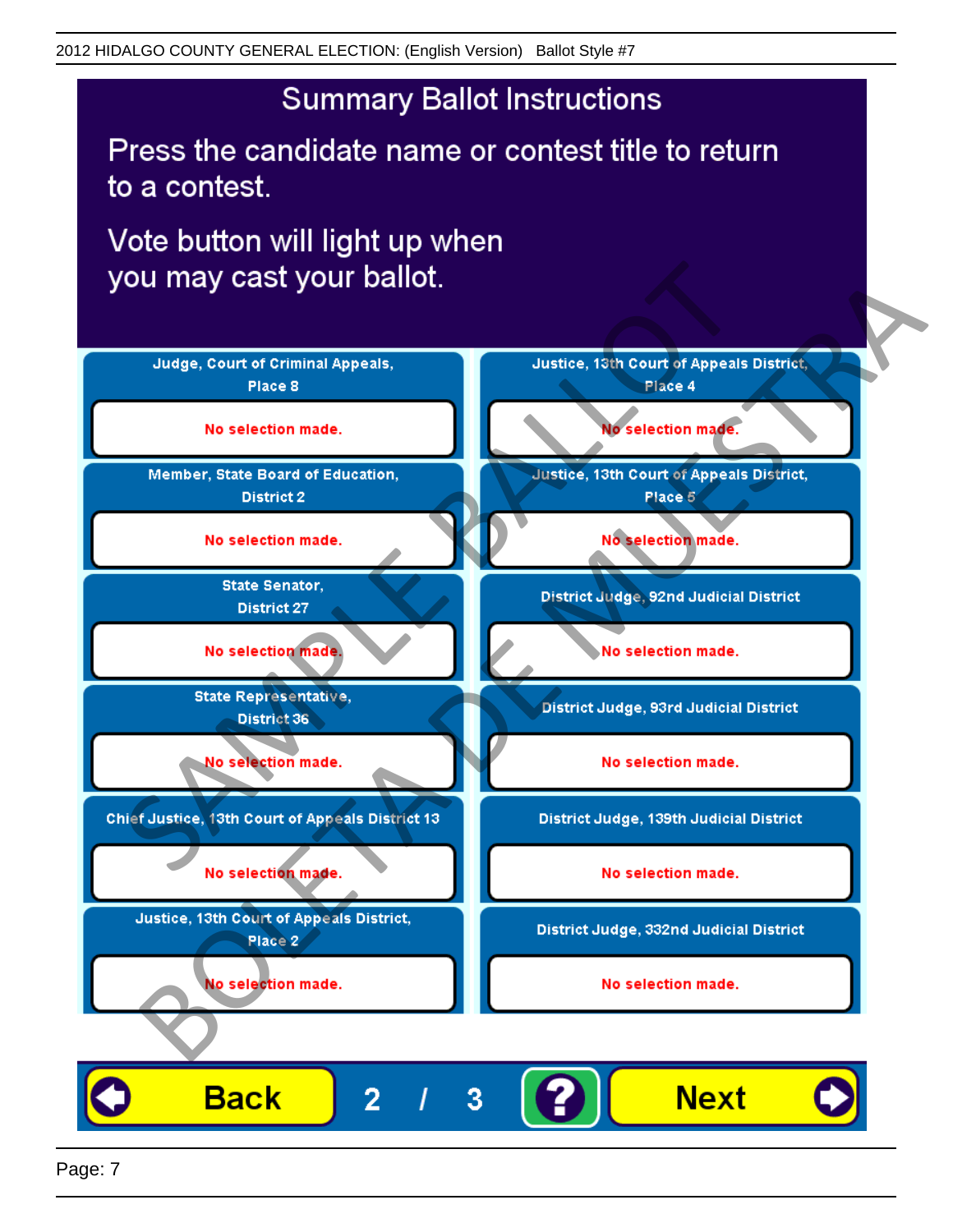## Summary Ballot Instructions

Press the candidate name or contest title to return to a contest.

Vote button will light up when you may cast your ballot.

| Contest | Selection |
|---|---|
| Judge, Court of Criminal Appeals, Place 8 | No selection made. |
| Member, State Board of Education, District 2 | No selection made. |
| State Senator, District 27 | No selection made. |
| State Representative, District 36 | No selection made. |
| Chief Justice, 13th Court of Appeals District 13 | No selection made. |
| Justice, 13th Court of Appeals District, Place 2 | No selection made. |
| Justice, 13th Court of Appeals District, Place 4 | No selection made. |
| Justice, 13th Court of Appeals District, Place 5 | No selection made. |
| District Judge, 92nd Judicial District | No selection made. |
| District Judge, 93rd Judicial District | No selection made. |
| District Judge, 139th Judicial District | No selection made. |
| District Judge, 332nd Judicial District | No selection made. |

SAMPLE BALLOT
BOLETA DE MUESTRA

Back | 2 / 3 | ? | Next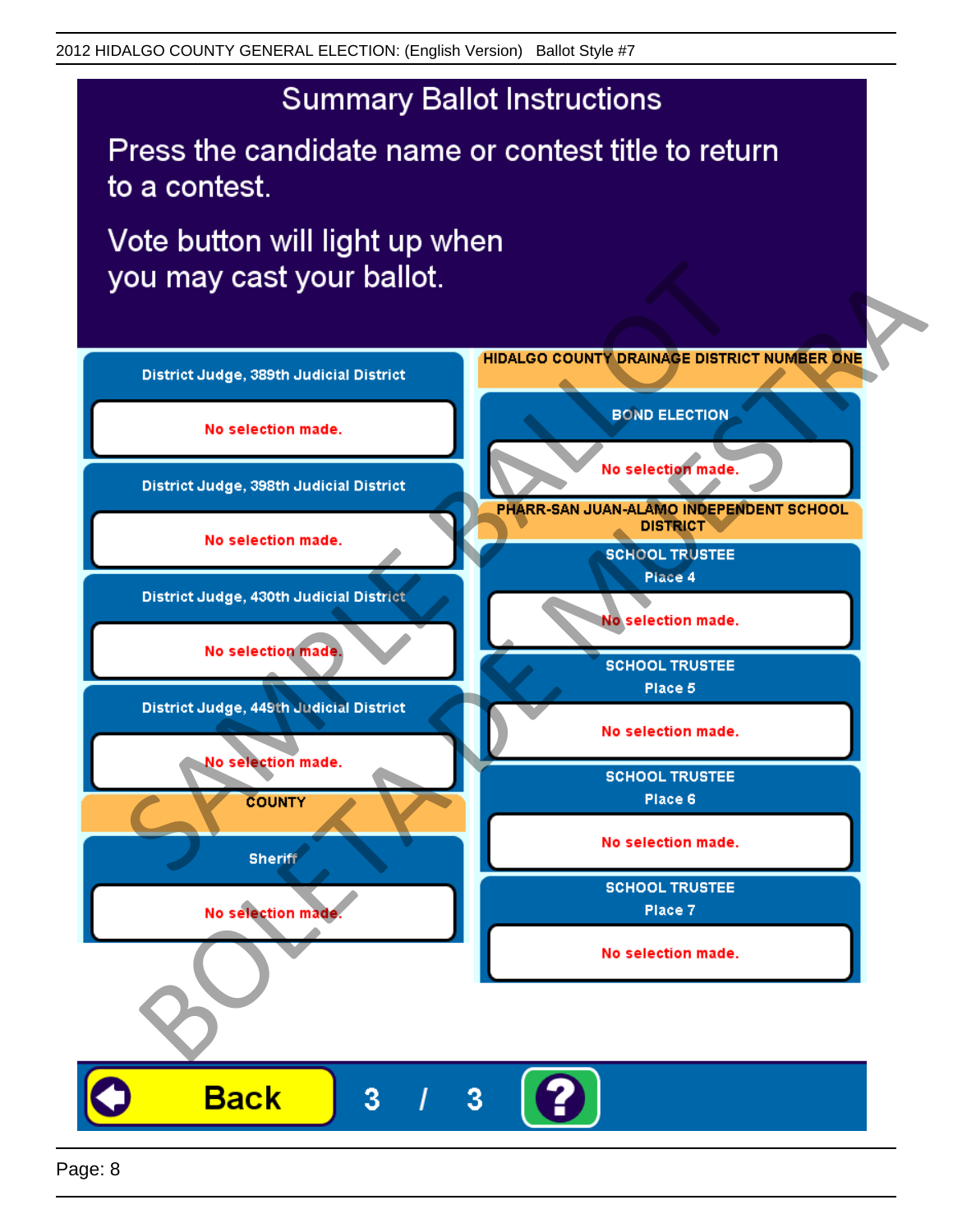2012 HIDALGO COUNTY GENERAL ELECTION: (English Version) Ballot Style #7

# Summary Ballot Instructions

Press the candidate name or contest title to return to a contest.

Vote button will light up when you may cast your ballot.

**District Judge, 389th Judicial District**

No selection made.

**District Judge, 398th Judicial District**

No selection made.

**District Judge, 430th Judicial District**

No selection made.

**District Judge, 449th Judicial District**

No selection made.

**COUNTY**

**Sheriff**

No selection made.

**HIDALGO COUNTY DRAINAGE DISTRICT NUMBER ONE**

**BOND ELECTION**

No selection made.

**PHARR-SAN JUAN-ALAMO INDEPENDENT SCHOOL DISTRICT**

**SCHOOL TRUSTEE Place 4**

No selection made.

**SCHOOL TRUSTEE Place 5**

No selection made.

**SCHOOL TRUSTEE Place 6**

No selection made.

**SCHOOL TRUSTEE Place 7**

No selection made.

Back 3 / 3 ?

SAMPLE BALLOT
BOLETA DE MUESTRA